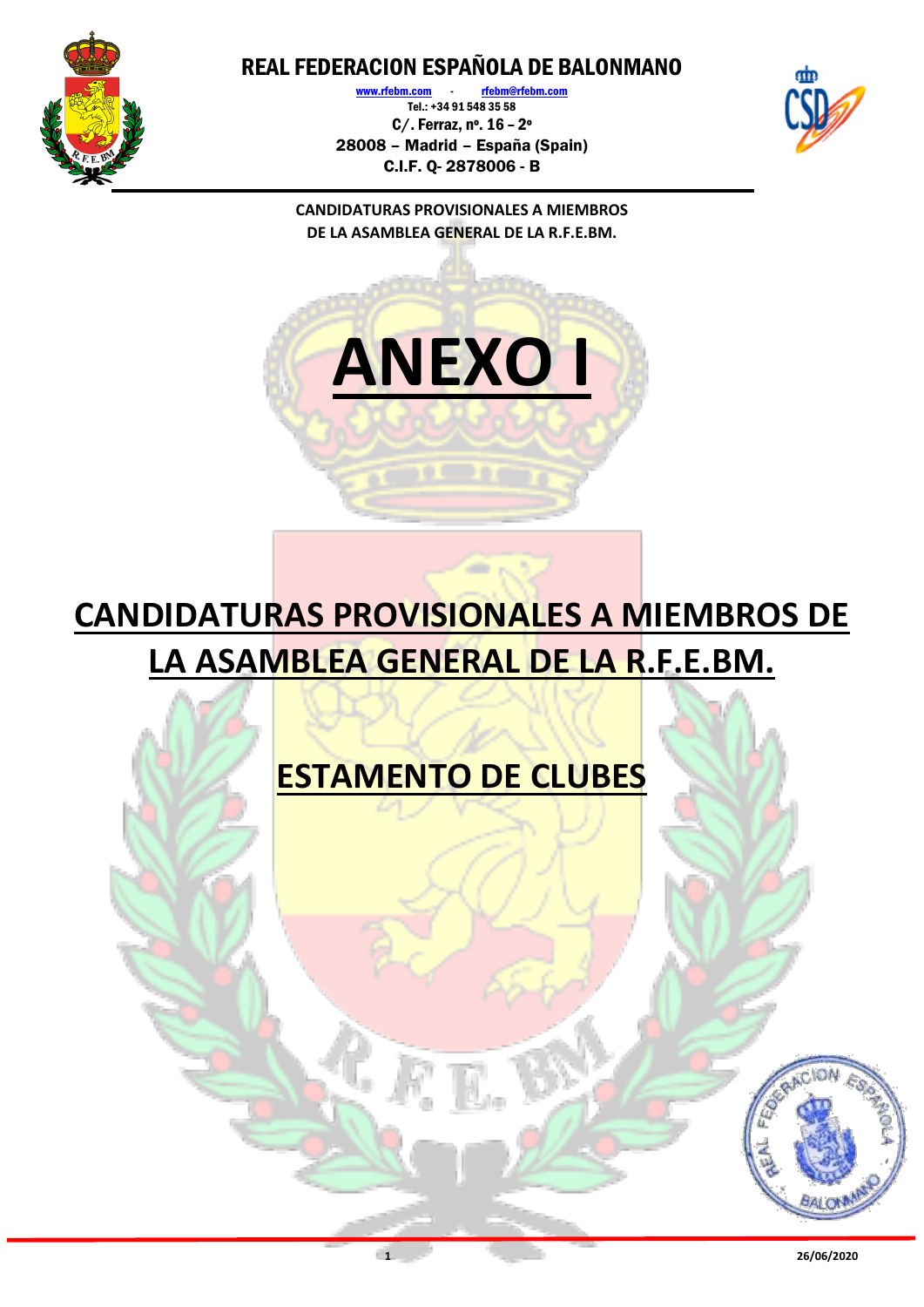# REAL FEDERACION ESPAÑOLA DE BALONMANO

www.rfebm.com - rfebm@rfebm.com
Tel.: +34 91 548 35 58
C/. Ferraz, nº. 16 – 2º
28008 – Madrid – España (Spain)
C.I.F. Q- 2878006 - B

**CANDIDATURAS PROVISIONALES A MIEMBROS DE LA ASAMBLEA GENERAL DE LA R.F.E.BM.**

# ANEXO I

# CANDIDATURAS PROVISIONALES A MIEMBROS DE LA ASAMBLEA GENERAL DE LA R.F.E.BM.

## ESTAMENTO DE CLUBES

26/06/2020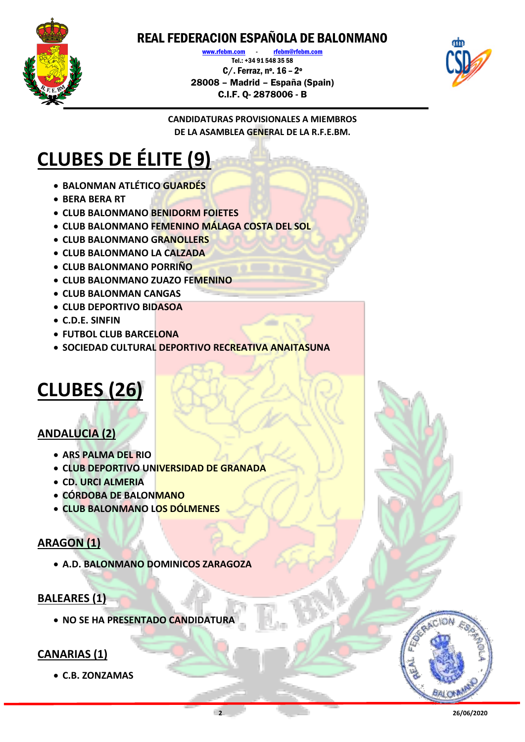# REAL FEDERACION ESPAÑOLA DE BALONMANO

www.rfebm.com - rfebm@rfebm.com
Tel.: +34 91 548 35 58
C/. Ferraz, nº. 16 – 2º
28008 – Madrid – España (Spain)
C.I.F. Q- 2878006 - B

**CANDIDATURAS PROVISIONALES A MIEMBROS DE LA ASAMBLEA GENERAL DE LA R.F.E.BM.**

# CLUBES DE ÉLITE (9)

- **BALONMAN ATLÉTICO GUARDÉS**
- **BERA BERA RT**
- **CLUB BALONMANO BENIDORM FOIETES**
- **CLUB BALONMANO FEMENINO MÁLAGA COSTA DEL SOL**
- **CLUB BALONMANO GRANOLLERS**
- **CLUB BALONMANO LA CALZADA**
- **CLUB BALONMANO PORRIÑO**
- **CLUB BALONMANO ZUAZO FEMENINO**
- **CLUB BALONMAN CANGAS**
- **CLUB DEPORTIVO BIDASOA**
- **C.D.E. SINFIN**
- **FUTBOL CLUB BARCELONA**
- **SOCIEDAD CULTURAL DEPORTIVO RECREATIVA ANAITASUNA**

# CLUBES (26)

## ANDALUCIA (2)

- **ARS PALMA DEL RIO**
- **CLUB DEPORTIVO UNIVERSIDAD DE GRANADA**
- **CD. URCI ALMERIA**
- **CÓRDOBA DE BALONMANO**
- **CLUB BALONMANO LOS DÓLMENES**

## ARAGON (1)

- **A.D. BALONMANO DOMINICOS ZARAGOZA**

## BALEARES (1)

- **NO SE HA PRESENTADO CANDIDATURA**

## CANARIAS (1)

- **C.B. ZONZAMAS**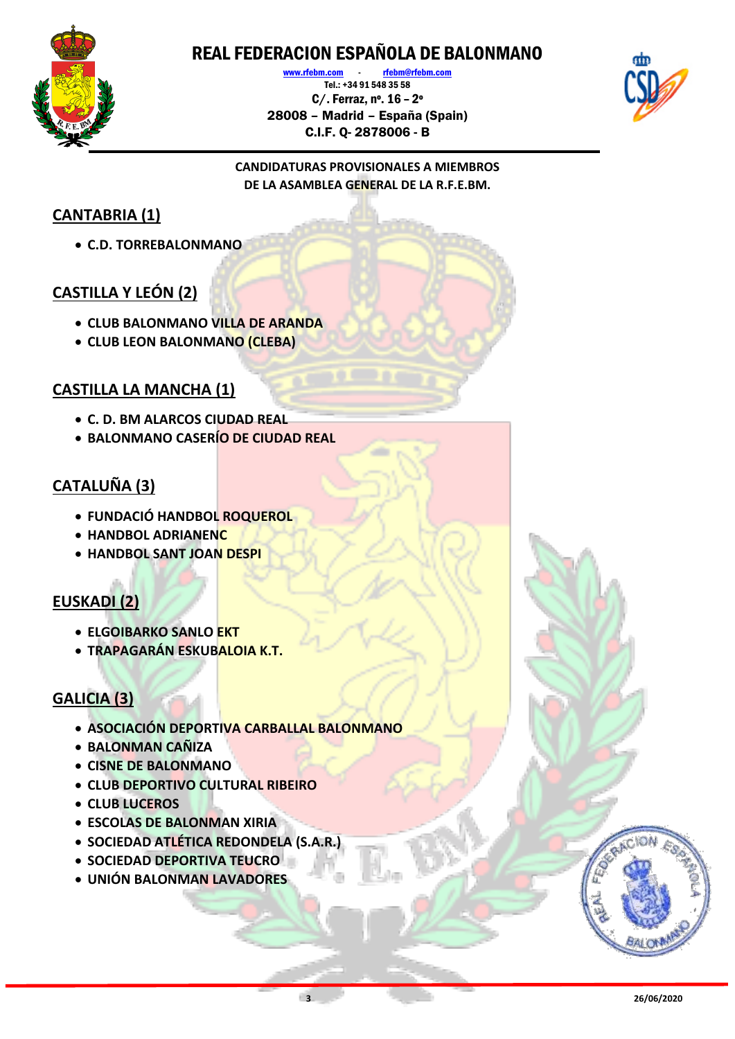# REAL FEDERACION ESPAÑOLA DE BALONMANO

www.rfebm.com - rfebm@rfebm.com
Tel.: +34 91 548 35 58
C/. Ferraz, nº. 16 – 2º
28008 – Madrid – España (Spain)
C.I.F. Q- 2878006 - B

**CANDIDATURAS PROVISIONALES A MIEMBROS DE LA ASAMBLEA GENERAL DE LA R.F.E.BM.**

## CANTABRIA (1)

- C.D. TORREBALONMANO

## CASTILLA Y LEÓN (2)

- CLUB BALONMANO VILLA DE ARANDA
- CLUB LEON BALONMANO (CLEBA)

## CASTILLA LA MANCHA (1)

- C. D. BM ALARCOS CIUDAD REAL
- BALONMANO CASERÍO DE CIUDAD REAL

## CATALUÑA (3)

- FUNDACIÓ HANDBOL ROQUEROL
- HANDBOL ADRIANENC
- HANDBOL SANT JOAN DESPI

## EUSKADI (2)

- ELGOIBARKO SANLO EKT
- TRAPAGARÁN ESKUBALOIA K.T.

## GALICIA (3)

- ASOCIACIÓN DEPORTIVA CARBALLAL BALONMANO
- BALONMAN CAÑIZA
- CISNE DE BALONMANO
- CLUB DEPORTIVO CULTURAL RIBEIRO
- CLUB LUCEROS
- ESCOLAS DE BALONMAN XIRIA
- SOCIEDAD ATLÉTICA REDONDELA (S.A.R.)
- SOCIEDAD DEPORTIVA TEUCRO
- UNIÓN BALONMAN LAVADORES

26/06/2020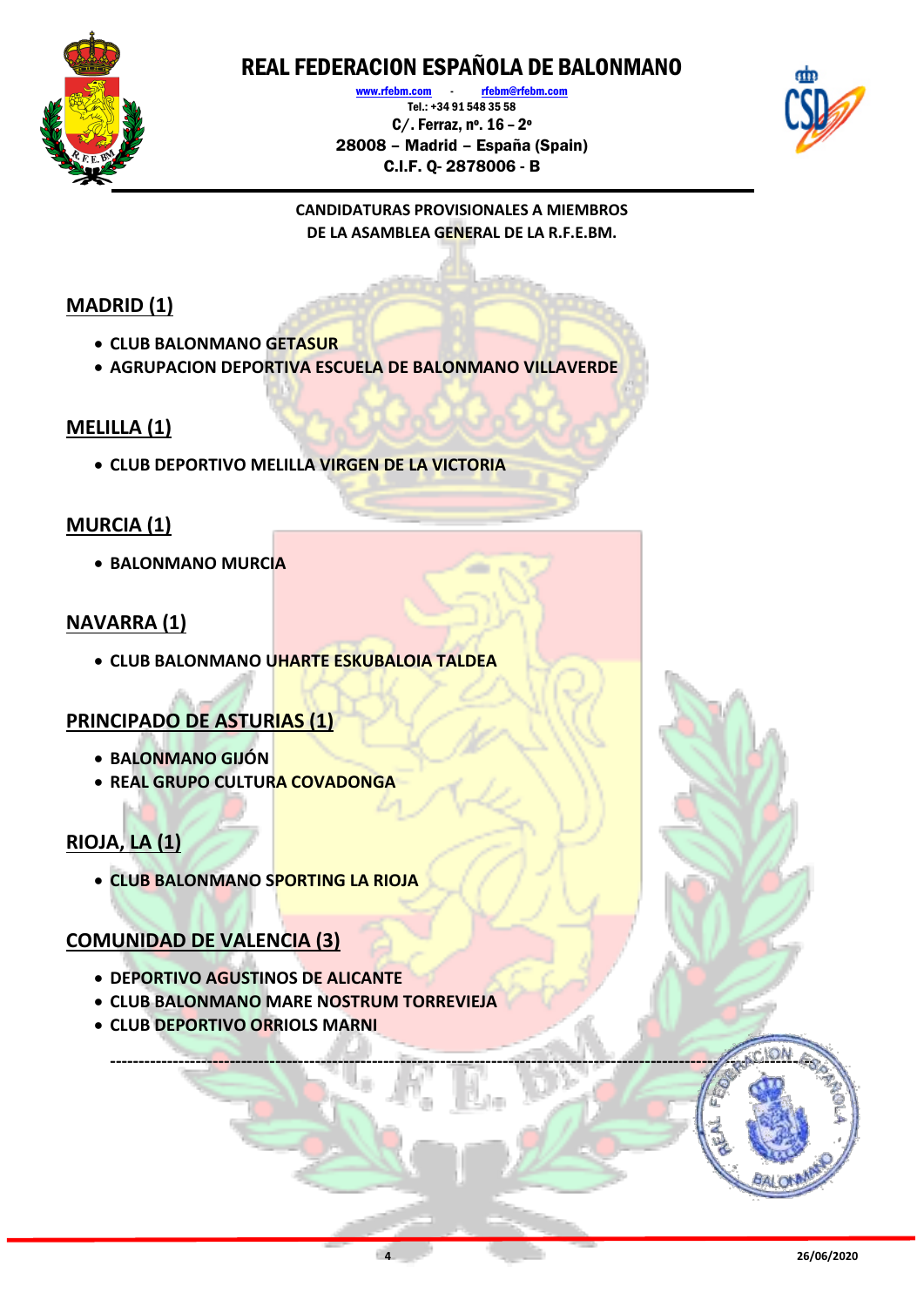# REAL FEDERACION ESPAÑOLA DE BALONMANO

www.rfebm.com - rfebm@rfebm.com
Tel.: +34 91 548 35 58
C/. Ferraz, nº. 16 – 2º
28008 – Madrid – España (Spain)
C.I.F. Q- 2878006 - B

**CANDIDATURAS PROVISIONALES A MIEMBROS DE LA ASAMBLEA GENERAL DE LA R.F.E.BM.**

## MADRID (1)

- CLUB BALONMANO GETASUR
- AGRUPACION DEPORTIVA ESCUELA DE BALONMANO VILLAVERDE

## MELILLA (1)

- CLUB DEPORTIVO MELILLA VIRGEN DE LA VICTORIA

## MURCIA (1)

- BALONMANO MURCIA

## NAVARRA (1)

- CLUB BALONMANO UHARTE ESKUBALOIA TALDEA

## PRINCIPADO DE ASTURIAS (1)

- BALONMANO GIJÓN
- REAL GRUPO CULTURA COVADONGA

## RIOJA, LA (1)

- CLUB BALONMANO SPORTING LA RIOJA

## COMUNIDAD DE VALENCIA (3)

- DEPORTIVO AGUSTINOS DE ALICANTE
- CLUB BALONMANO MARE NOSTRUM TORREVIEJA
- CLUB DEPORTIVO ORRIOLS MARNI

---

26/06/2020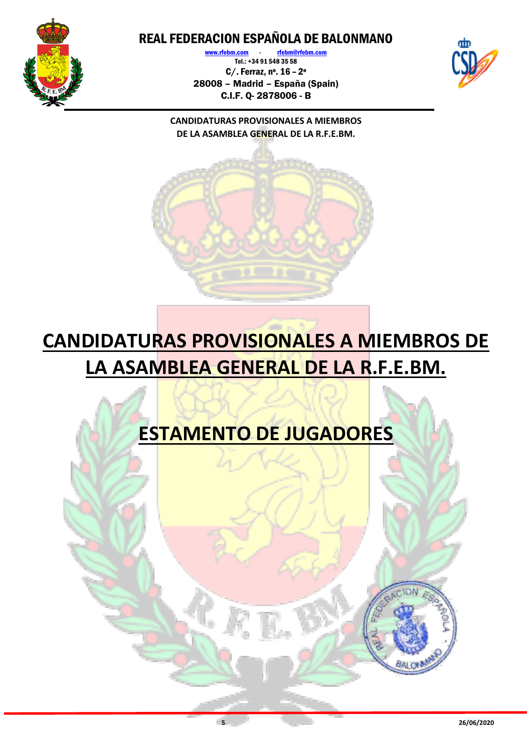# CANDIDATURAS PROVISIONALES A MIEMBROS DE LA ASAMBLEA GENERAL DE LA R.F.E.BM.

## ESTAMENTO DE JUGADORES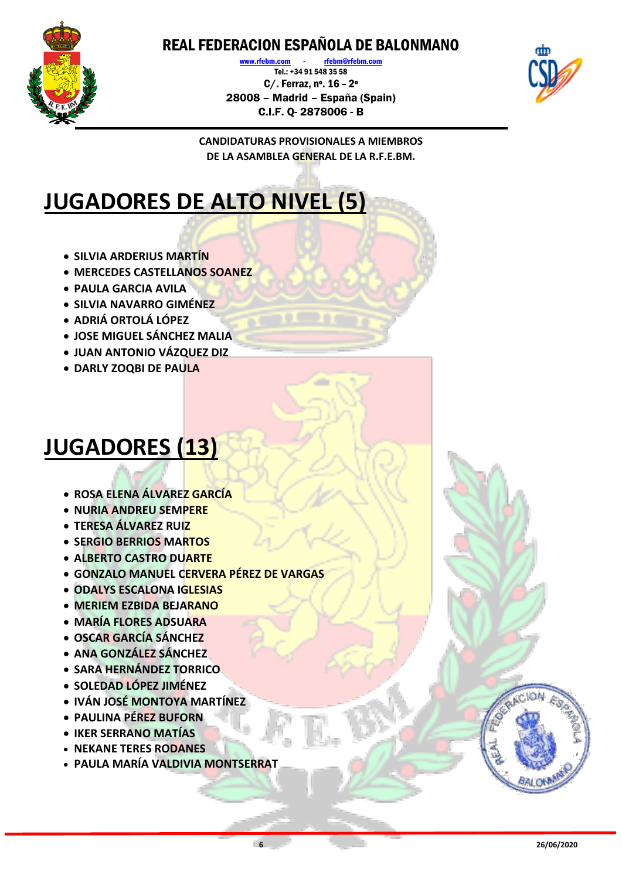**CANDIDATURAS PROVISIONALES A MIEMBROS DE LA ASAMBLEA GENERAL DE LA R.F.E.BM.**

# JUGADORES DE ALTO NIVEL (5)

- **SILVIA ARDERIUS MARTÍN**
- **MERCEDES CASTELLANOS SOANEZ**
- **PAULA GARCIA AVILA**
- **SILVIA NAVARRO GIMÉNEZ**
- **ADRIÁ ORTOLÁ LÓPEZ**
- **JOSE MIGUEL SÁNCHEZ MALIA**
- **JUAN ANTONIO VÁZQUEZ DIZ**
- **DARLY ZOQBI DE PAULA**

# JUGADORES (13)

- **ROSA ELENA ÁLVAREZ GARCÍA**
- **NURIA ANDREU SEMPERE**
- **TERESA ÁLVAREZ RUIZ**
- **SERGIO BERRIOS MARTOS**
- **ALBERTO CASTRO DUARTE**
- **GONZALO MANUEL CERVERA PÉREZ DE VARGAS**
- **ODALYS ESCALONA IGLESIAS**
- **MERIEM EZBIDA BEJARANO**
- **MARÍA FLORES ADSUARA**
- **OSCAR GARCÍA SÁNCHEZ**
- **ANA GONZÁLEZ SÁNCHEZ**
- **SARA HERNÁNDEZ TORRICO**
- **SOLEDAD LÓPEZ JIMÉNEZ**
- **IVÁN JOSÉ MONTOYA MARTÍNEZ**
- **PAULINA PÉREZ BUFORN**
- **IKER SERRANO MATÍAS**
- **NEKANE TERES RODANES**
- **PAULA MARÍA VALDIVIA MONTSERRAT**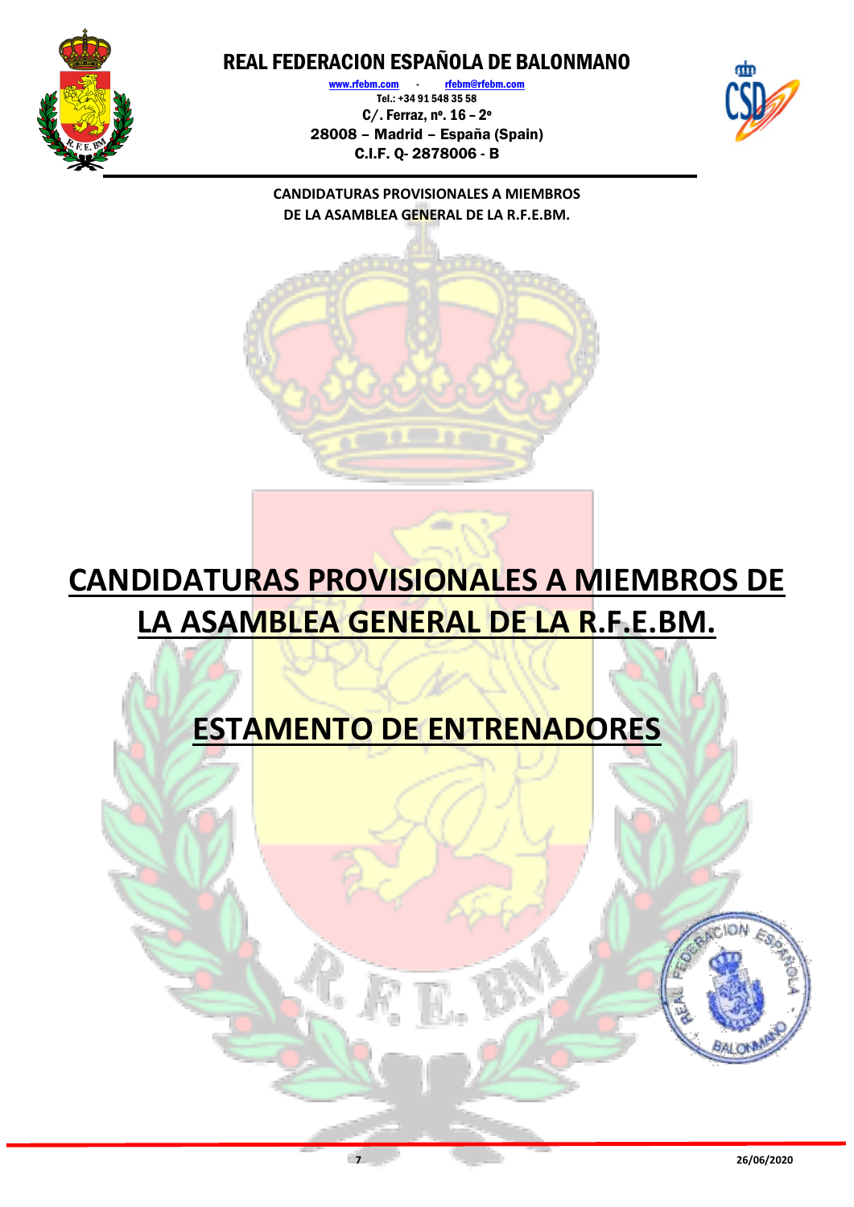# CANDIDATURAS PROVISIONALES A MIEMBROS DE LA ASAMBLEA GENERAL DE LA R.F.E.BM.

## ESTAMENTO DE ENTRENADORES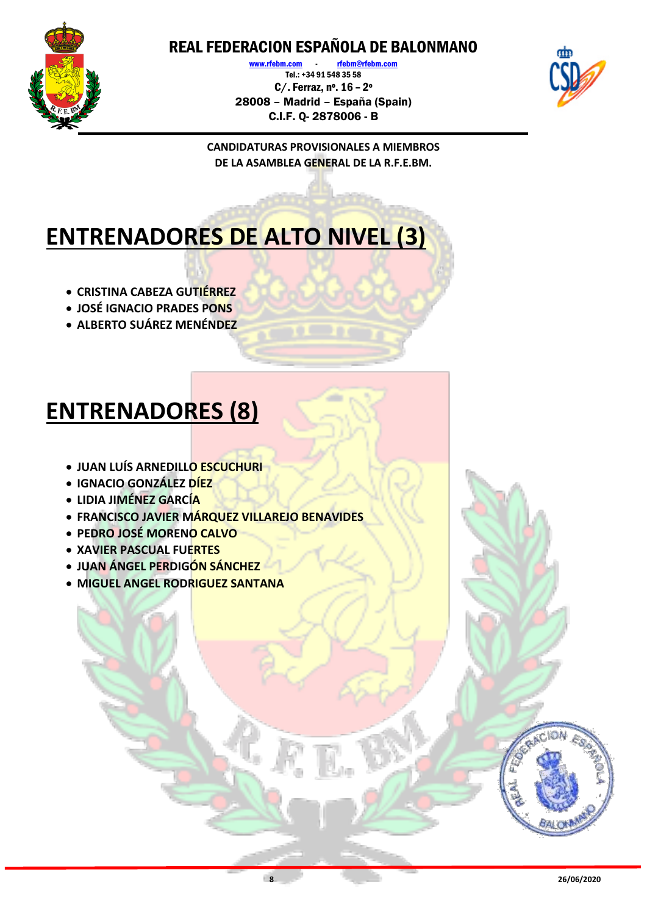**CANDIDATURAS PROVISIONALES A MIEMBROS DE LA ASAMBLEA GENERAL DE LA R.F.E.BM.**

# ENTRENADORES DE ALTO NIVEL (3)

- **CRISTINA CABEZA GUTIÉRREZ**
- **JOSÉ IGNACIO PRADES PONS**
- **ALBERTO SUÁREZ MENÉNDEZ**

# ENTRENADORES (8)

- **JUAN LUÍS ARNEDILLO ESCUCHURI**
- **IGNACIO GONZÁLEZ DÍEZ**
- **LIDIA JIMÉNEZ GARCÍA**
- **FRANCISCO JAVIER MÁRQUEZ VILLAREJO BENAVIDES**
- **PEDRO JOSÉ MORENO CALVO**
- **XAVIER PASCUAL FUERTES**
- **JUAN ÁNGEL PERDIGÓN SÁNCHEZ**
- **MIGUEL ANGEL RODRIGUEZ SANTANA**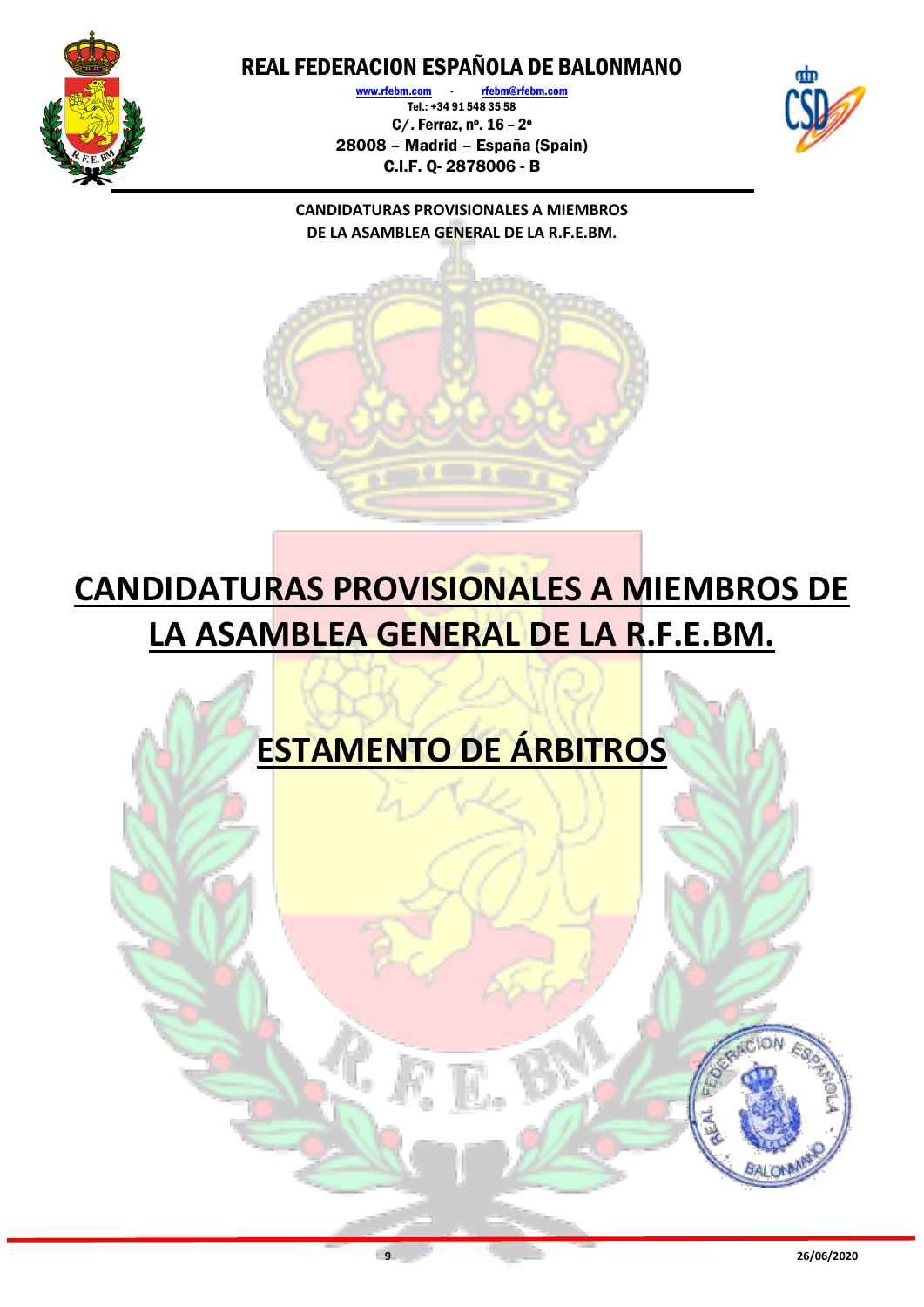# CANDIDATURAS PROVISIONALES A MIEMBROS DE LA ASAMBLEA GENERAL DE LA R.F.E.BM.

## ESTAMENTO DE ÁRBITROS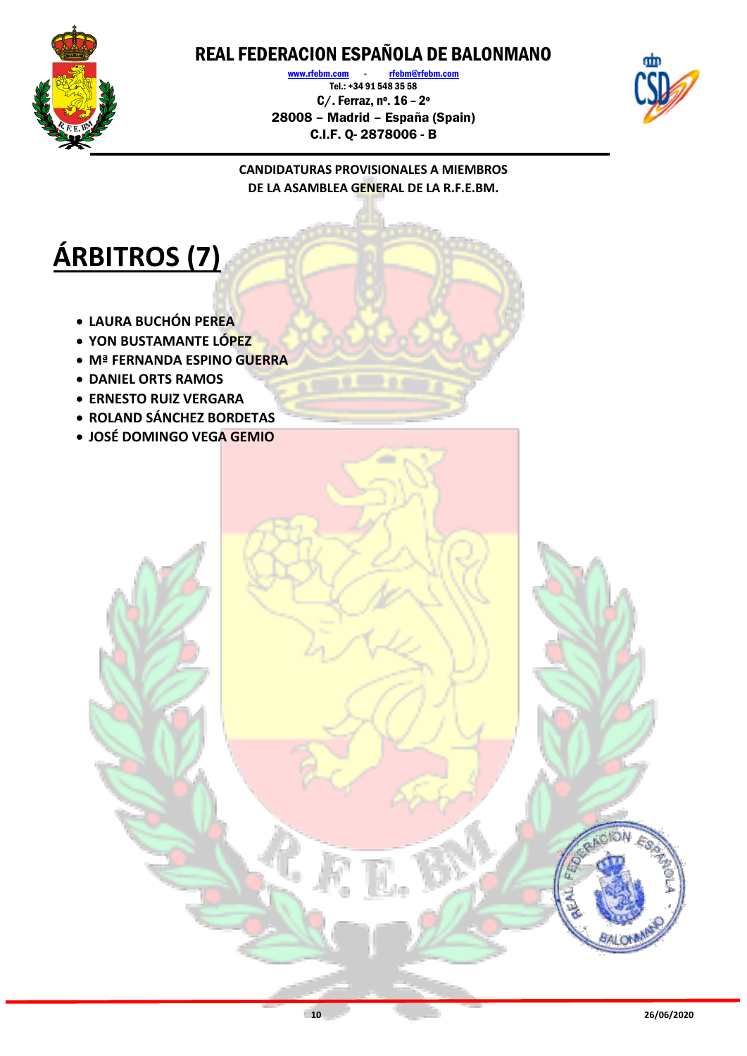# REAL FEDERACION ESPAÑOLA DE BALONMANO

www.rfebm.com - rfebm@rfebm.com
Tel.: +34 91 548 35 58
C/. Ferraz, nº. 16 – 2º
28008 – Madrid – España (Spain)
C.I.F. Q- 2878006 - B

**CANDIDATURAS PROVISIONALES A MIEMBROS DE LA ASAMBLEA GENERAL DE LA R.F.E.BM.**

## ÁRBITROS (7)

- **LAURA BUCHÓN PEREA**
- **YON BUSTAMANTE LÓPEZ**
- **Mª FERNANDA ESPINO GUERRA**
- **DANIEL ORTS RAMOS**
- **ERNESTO RUIZ VERGARA**
- **ROLAND SÁNCHEZ BORDETAS**
- **JOSÉ DOMINGO VEGA GEMIO**

26/06/2020